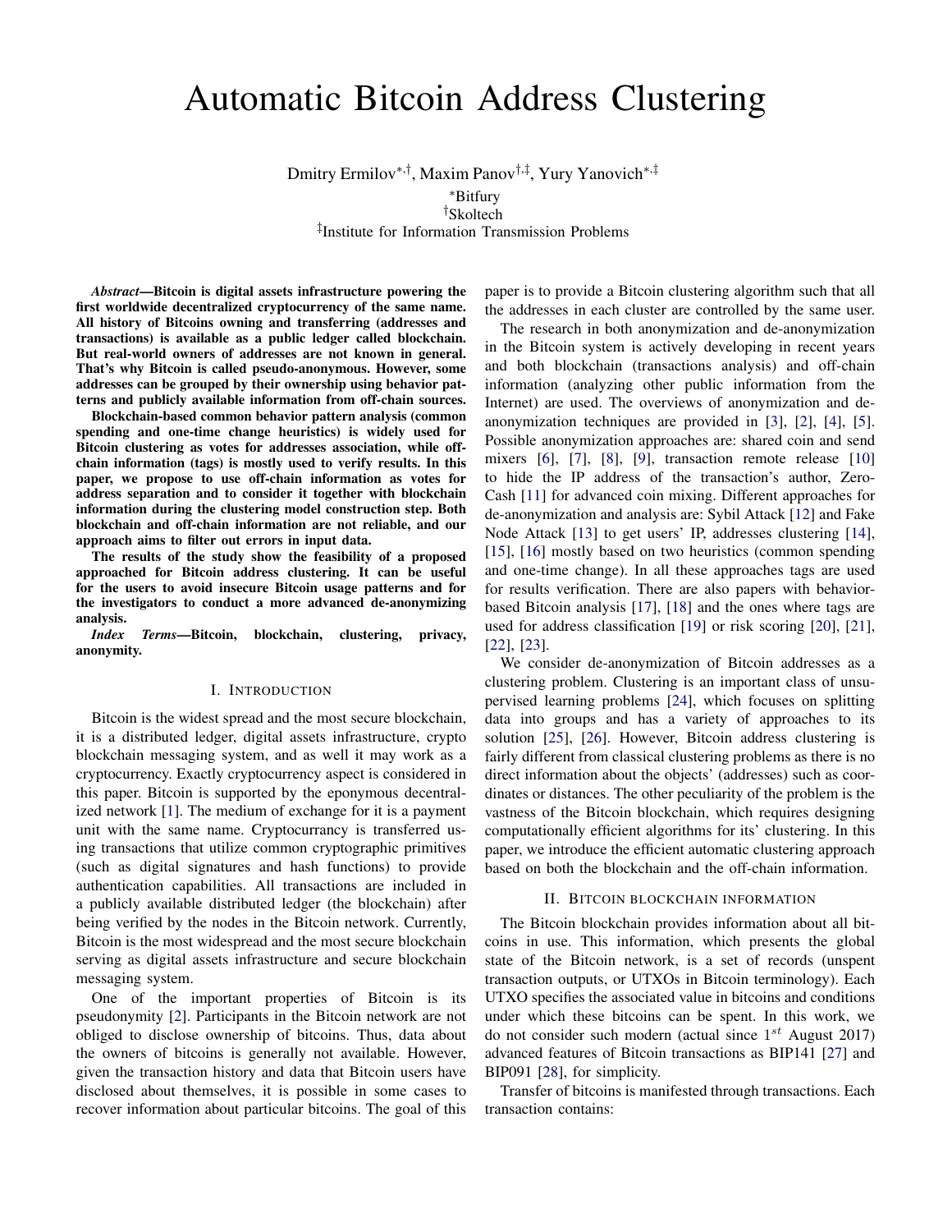# Automatic Bitcoin Address Clustering

Dmitry Ermilov[\*,†], Maxim Panov[†,‡], Yury Yanovich[\*,‡]

[\*]Bitfury
[†]Skoltech
[‡]Institute for Information Transmission Problems

***Abstract*—Bitcoin is digital assets infrastructure powering the first worldwide decentralized cryptocurrency of the same name. All history of Bitcoins owning and transferring (addresses and transactions) is available as a public ledger called blockchain. But real-world owners of addresses are not known in general. That's why Bitcoin is called pseudo-anonymous. However, some addresses can be grouped by their ownership using behavior patterns and publicly available information from off-chain sources.**

**Blockchain-based common behavior pattern analysis (common spending and one-time change heuristics) is widely used for Bitcoin clustering as votes for addresses association, while off-chain information (tags) is mostly used to verify results. In this paper, we propose to use off-chain information as votes for address separation and to consider it together with blockchain information during the clustering model construction step. Both blockchain and off-chain information are not reliable, and our approach aims to filter out errors in input data.**

**The results of the study show the feasibility of a proposed approached for Bitcoin address clustering. It can be useful for the users to avoid insecure Bitcoin usage patterns and for the investigators to conduct a more advanced de-anonymizing analysis.**

***Index Terms*—Bitcoin, blockchain, clustering, privacy, anonymity.**

## I. Introduction

Bitcoin is the widest spread and the most secure blockchain, it is a distributed ledger, digital assets infrastructure, crypto blockchain messaging system, and as well it may work as a cryptocurrency. Exactly cryptocurrency aspect is considered in this paper. Bitcoin is supported by the eponymous decentralized network [1]. The medium of exchange for it is a payment unit with the same name. Cryptocurrancy is transferred using transactions that utilize common cryptographic primitives (such as digital signatures and hash functions) to provide authentication capabilities. All transactions are included in a publicly available distributed ledger (the blockchain) after being verified by the nodes in the Bitcoin network. Currently, Bitcoin is the most widespread and the most secure blockchain serving as digital assets infrastructure and secure blockchain messaging system.

One of the important properties of Bitcoin is its pseudonymity [2]. Participants in the Bitcoin network are not obliged to disclose ownership of bitcoins. Thus, data about the owners of bitcoins is generally not available. However, given the transaction history and data that Bitcoin users have disclosed about themselves, it is possible in some cases to recover information about particular bitcoins. The goal of this paper is to provide a Bitcoin clustering algorithm such that all the addresses in each cluster are controlled by the same user.

The research in both anonymization and de-anonymization in the Bitcoin system is actively developing in recent years and both blockchain (transactions analysis) and off-chain information (analyzing other public information from the Internet) are used. The overviews of anonymization and de-anonymization techniques are provided in [3], [2], [4], [5]. Possible anonymization approaches are: shared coin and send mixers [6], [7], [8], [9], transaction remote release [10] to hide the IP address of the transaction's author, ZeroCash [11] for advanced coin mixing. Different approaches for de-anonymization and analysis are: Sybil Attack [12] and Fake Node Attack [13] to get users' IP, addresses clustering [14], [15], [16] mostly based on two heuristics (common spending and one-time change). In all these approaches tags are used for results verification. There are also papers with behavior-based Bitcoin analysis [17], [18] and the ones where tags are used for address classification [19] or risk scoring [20], [21], [22], [23].

We consider de-anonymization of Bitcoin addresses as a clustering problem. Clustering is an important class of unsupervised learning problems [24], which focuses on splitting data into groups and has a variety of approaches to its solution [25], [26]. However, Bitcoin address clustering is fairly different from classical clustering problems as there is no direct information about the objects' (addresses) such as coordinates or distances. The other peculiarity of the problem is the vastness of the Bitcoin blockchain, which requires designing computationally efficient algorithms for its' clustering. In this paper, we introduce the efficient automatic clustering approach based on both the blockchain and the off-chain information.

## II. Bitcoin blockchain information

The Bitcoin blockchain provides information about all bitcoins in use. This information, which presents the global state of the Bitcoin network, is a set of records (unspent transaction outputs, or UTXOs in Bitcoin terminology). Each UTXO specifies the associated value in bitcoins and conditions under which these bitcoins can be spent. In this work, we do not consider such modern (actual since $1^{st}$ August 2017) advanced features of Bitcoin transactions as BIP141 [27] and BIP091 [28], for simplicity.

Transfer of bitcoins is manifested through transactions. Each transaction contains: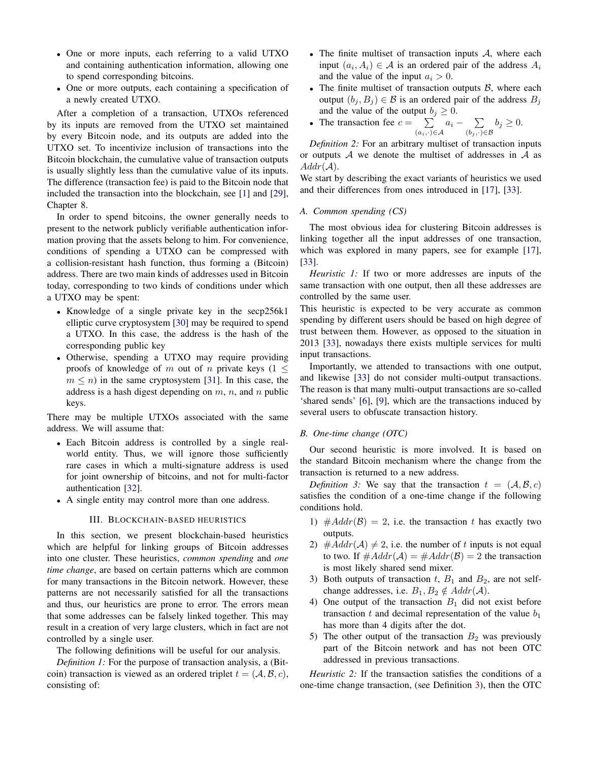- One or more inputs, each referring to a valid UTXO and containing authentication information, allowing one to spend corresponding bitcoins.
- One or more outputs, each containing a specification of a newly created UTXO.

After a completion of a transaction, UTXOs referenced by its inputs are removed from the UTXO set maintained by every Bitcoin node, and its outputs are added into the UTXO set. To incentivize inclusion of transactions into the Bitcoin blockchain, the cumulative value of transaction outputs is usually slightly less than the cumulative value of its inputs. The difference (transaction fee) is paid to the Bitcoin node that included the transaction into the blockchain, see [1] and [29], Chapter 8.

In order to spend bitcoins, the owner generally needs to present to the network publicly verifiable authentication information proving that the assets belong to him. For convenience, conditions of spending a UTXO can be compressed with a collision-resistant hash function, thus forming a (Bitcoin) address. There are two main kinds of addresses used in Bitcoin today, corresponding to two kinds of conditions under which a UTXO may be spent:

- Knowledge of a single private key in the secp256k1 elliptic curve cryptosystem [30] may be required to spend a UTXO. In this case, the address is the hash of the corresponding public key
- Otherwise, spending a UTXO may require providing proofs of knowledge of $m$ out of $n$ private keys ($1 \leq m \leq n$) in the same cryptosystem [31]. In this case, the address is a hash digest depending on $m$, $n$, and $n$ public keys.

There may be multiple UTXOs associated with the same address. We will assume that:

- Each Bitcoin address is controlled by a single real-world entity. Thus, we will ignore those sufficiently rare cases in which a multi-signature address is used for joint ownership of bitcoins, and not for multi-factor authentication [32].
- A single entity may control more than one address.

## III. Blockchain-based heuristics

In this section, we present blockchain-based heuristics which are helpful for linking groups of Bitcoin addresses into one cluster. These heuristics, *common spending* and *one time change*, are based on certain patterns which are common for many transactions in the Bitcoin network. However, these patterns are not necessarily satisfied for all the transactions and thus, our heuristics are prone to error. The errors mean that some addresses can be falsely linked together. This may result in a creation of very large clusters, which in fact are not controlled by a single user.

The following definitions will be useful for our analysis.

*Definition 1:* For the purpose of transaction analysis, a (Bitcoin) transaction is viewed as an ordered triplet $t = (\mathcal{A}, \mathcal{B}, c)$, consisting of:

- The finite multiset of transaction inputs $\mathcal{A}$, where each input $(a_i, A_i) \in \mathcal{A}$ is an ordered pair of the address $A_i$ and the value of the input $a_i > 0$.
- The finite multiset of transaction outputs $\mathcal{B}$, where each output $(b_j, B_j) \in \mathcal{B}$ is an ordered pair of the address $B_j$ and the value of the output $b_j \geq 0$.
- The transaction fee $c = \sum\limits_{(a_i,\cdot)\in\mathcal{A}} a_i - \sum\limits_{(b_j,\cdot)\in\mathcal{B}} b_j \geq 0$.

*Definition 2:* For an arbitrary multiset of transaction inputs or outputs $\mathcal{A}$ we denote the multiset of addresses in $\mathcal{A}$ as $Addr(\mathcal{A})$.

We start by describing the exact variants of heuristics we used and their differences from ones introduced in [17], [33].

### A. Common spending (CS)

The most obvious idea for clustering Bitcoin addresses is linking together all the input addresses of one transaction, which was explored in many papers, see for example [17], [33].

*Heuristic 1:* If two or more addresses are inputs of the same transaction with one output, then all these addresses are controlled by the same user.

This heuristic is expected to be very accurate as common spending by different users should be based on high degree of trust between them. However, as opposed to the situation in 2013 [33], nowadays there exists multiple services for multi input transactions.

Importantly, we attended to transactions with one output, and likewise [33] do not consider multi-output transactions. The reason is that many multi-output transactions are so-called 'shared sends' [6], [9], which are the transactions induced by several users to obfuscate transaction history.

### B. One-time change (OTC)

Our second heuristic is more involved. It is based on the standard Bitcoin mechanism where the change from the transaction is returned to a new address.

*Definition 3:* We say that the transaction $t = (\mathcal{A}, \mathcal{B}, c)$ satisfies the condition of a one-time change if the following conditions hold.

1) $\#Addr(\mathcal{B}) = 2$, i.e. the transaction $t$ has exactly two outputs.
2) $\#Addr(\mathcal{A}) \neq 2$, i.e. the number of $t$ inputs is not equal to two. If $\#Addr(\mathcal{A}) = \#Addr(\mathcal{B}) = 2$ the transaction is most likely shared send mixer.
3) Both outputs of transaction $t$, $B_1$ and $B_2$, are not self-change addresses, i.e. $B_1, B_2 \notin Addr(\mathcal{A})$.
4) One output of the transaction $B_1$ did not exist before transaction $t$ and decimal representation of the value $b_1$ has more than 4 digits after the dot.
5) The other output of the transaction $B_2$ was previously part of the Bitcoin network and has not been OTC addressed in previous transactions.

*Heuristic 2:* If the transaction satisfies the conditions of a one-time change transaction, (see Definition 3), then the OTC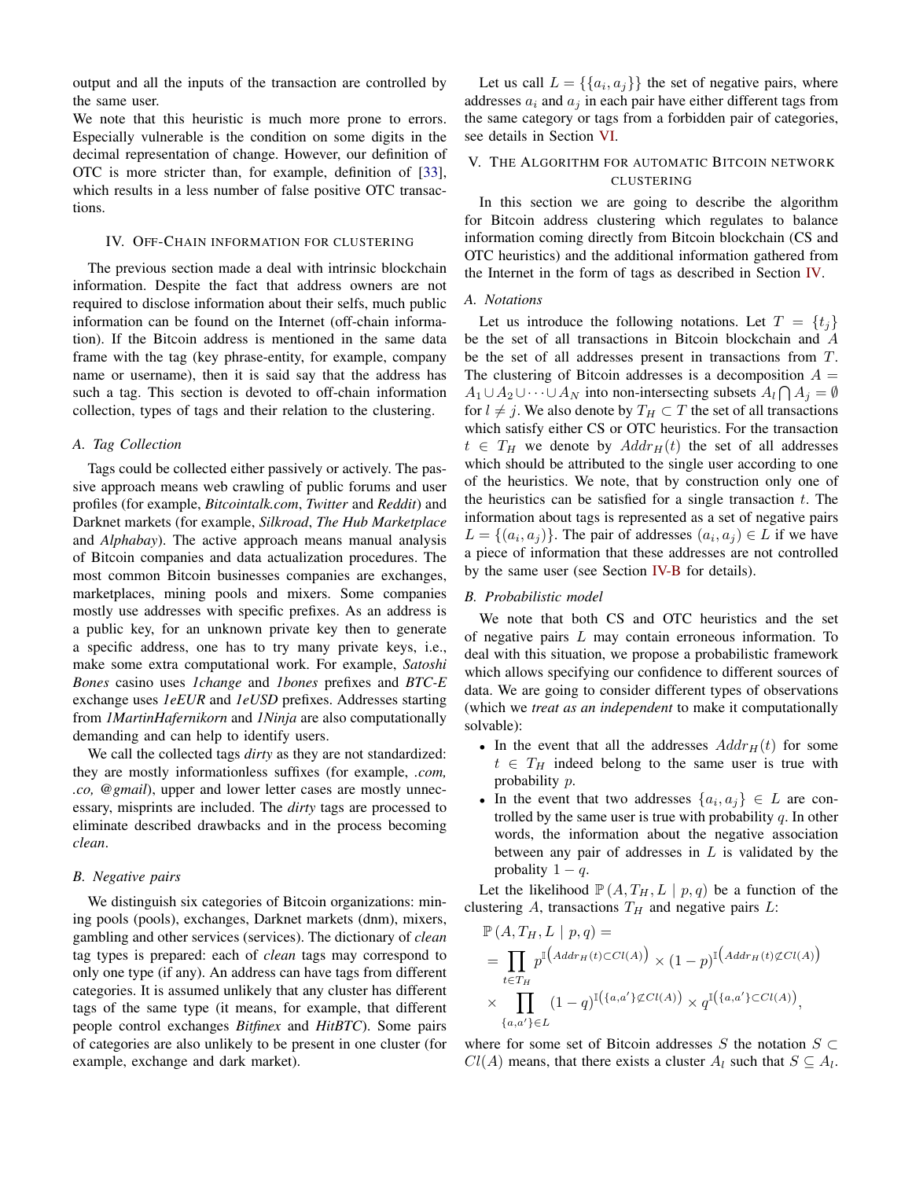output and all the inputs of the transaction are controlled by the same user.

We note that this heuristic is much more prone to errors. Especially vulnerable is the condition on some digits in the decimal representation of change. However, our definition of OTC is more stricter than, for example, definition of [33], which results in a less number of false positive OTC transactions.

## IV. Off-chain information for clustering

The previous section made a deal with intrinsic blockchain information. Despite the fact that address owners are not required to disclose information about their selfs, much public information can be found on the Internet (off-chain information). If the Bitcoin address is mentioned in the same data frame with the tag (key phrase-entity, for example, company name or username), then it is said say that the address has such a tag. This section is devoted to off-chain information collection, types of tags and their relation to the clustering.

### A. Tag Collection

Tags could be collected either passively or actively. The passive approach means web crawling of public forums and user profiles (for example, *Bitcointalk.com*, *Twitter* and *Reddit*) and Darknet markets (for example, *Silkroad*, *The Hub Marketplace* and *Alphabay*). The active approach means manual analysis of Bitcoin companies and data actualization procedures. The most common Bitcoin businesses companies are exchanges, marketplaces, mining pools and mixers. Some companies mostly use addresses with specific prefixes. As an address is a public key, for an unknown private key then to generate a specific address, one has to try many private keys, i.e., make some extra computational work. For example, *Satoshi Bones* casino uses *1change* and *1bones* prefixes and *BTC-E* exchange uses *1eEUR* and *1eUSD* prefixes. Addresses starting from *1MartinHafernikorn* and *1Ninja* are also computationally demanding and can help to identify users.

We call the collected tags *dirty* as they are not standardized: they are mostly informationless suffixes (for example, *.com, .co, @gmail*), upper and lower letter cases are mostly unnecessary, misprints are included. The *dirty* tags are processed to eliminate described drawbacks and in the process becoming *clean*.

### B. Negative pairs

We distinguish six categories of Bitcoin organizations: mining pools (pools), exchanges, Darknet markets (dnm), mixers, gambling and other services (services). The dictionary of *clean* tag types is prepared: each of *clean* tags may correspond to only one type (if any). An address can have tags from different categories. It is assumed unlikely that any cluster has different tags of the same type (it means, for example, that different people control exchanges *Bitfinex* and *HitBTC*). Some pairs of categories are also unlikely to be present in one cluster (for example, exchange and dark market).

Let us call $L = \{\{a_i, a_j\}\}$ the set of negative pairs, where addresses $a_i$ and $a_j$ in each pair have either different tags from the same category or tags from a forbidden pair of categories, see details in Section VI.

## V. The algorithm for automatic Bitcoin network clustering

In this section we are going to describe the algorithm for Bitcoin address clustering which regulates to balance information coming directly from Bitcoin blockchain (CS and OTC heuristics) and the additional information gathered from the Internet in the form of tags as described in Section IV.

### A. Notations

Let us introduce the following notations. Let $T = \{t_j\}$ be the set of all transactions in Bitcoin blockchain and $A$ be the set of all addresses present in transactions from $T$. The clustering of Bitcoin addresses is a decomposition $A = A_1 \cup A_2 \cup \dots \cup A_N$ into non-intersecting subsets $A_l \bigcap A_j = \emptyset$ for $l \neq j$. We also denote by $T_H \subset T$ the set of all transactions which satisfy either CS or OTC heuristics. For the transaction $t \in T_H$ we denote by $Addr_H(t)$ the set of all addresses which should be attributed to the single user according to one of the heuristics. We note, that by construction only one of the heuristics can be satisfied for a single transaction $t$. The information about tags is represented as a set of negative pairs $L = \{(a_i, a_j)\}$. The pair of addresses $(a_i, a_j) \in L$ if we have a piece of information that these addresses are not controlled by the same user (see Section IV-B for details).

### B. Probabilistic model

We note that both CS and OTC heuristics and the set of negative pairs $L$ may contain erroneous information. To deal with this situation, we propose a probabilistic framework which allows specifying our confidence to different sources of data. We are going to consider different types of observations (which we *treat as an independent* to make it computationally solvable):

- In the event that all the addresses $Addr_H(t)$ for some $t \in T_H$ indeed belong to the same user is true with probability $p$.
- In the event that two addresses $\{a_i, a_j\} \in L$ are controlled by the same user is true with probability $q$. In other words, the information about the negative association between any pair of addresses in $L$ is validated by the probality $1 - q$.

Let the likelihood $\mathbb{P}(A, T_H, L \mid p, q)$ be a function of the clustering $A$, transactions $T_H$ and negative pairs $L$:

$$\begin{aligned}
&\mathbb{P}(A, T_H, L \mid p, q) = \\
&= \prod_{t \in T_H} p^{\mathbb{I}\left(Addr_H(t) \subset Cl(A)\right)} \times (1-p)^{\mathbb{I}\left(Addr_H(t) \not\subset Cl(A)\right)} \\
&\times \prod_{\{a, a'\} \in L} (1-q)^{\mathbb{I}\left(\{a, a'\} \not\subset Cl(A)\right)} \times q^{\mathbb{I}\left(\{a, a'\} \subset Cl(A)\right)},
\end{aligned}$$

where for some set of Bitcoin addresses $S$ the notation $S \subset Cl(A)$ means, that there exists a cluster $A_l$ such that $S \subseteq A_l$.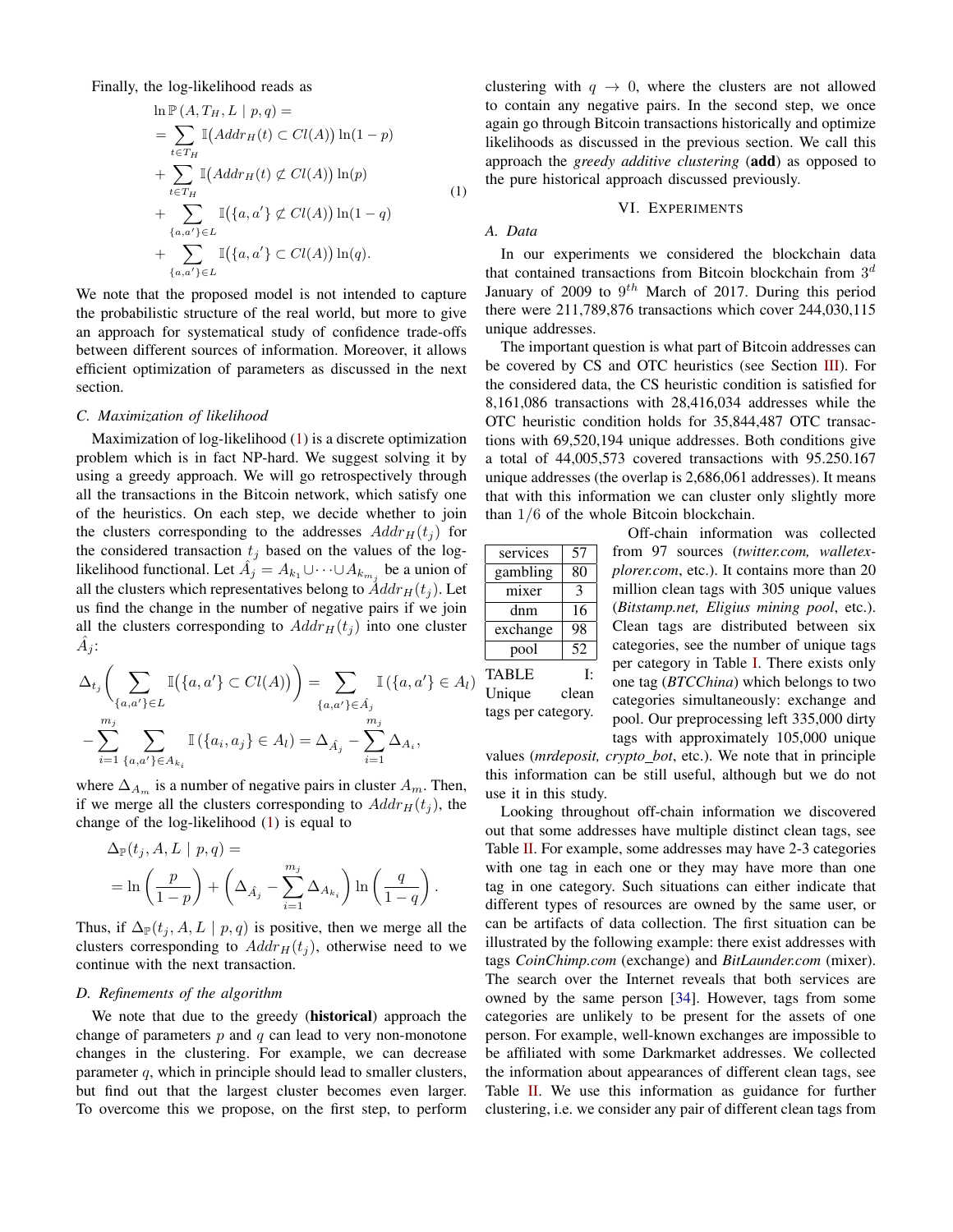Finally, the log-likelihood reads as

$$
\begin{aligned}
&\ln \mathbb{P}\left(A, T_H, L \mid p, q\right) = \\
&= \sum_{t \in T_H} \mathbb{I}\big(Addr_H(t) \subset Cl(A)\big) \ln(1-p) \\
&+ \sum_{t \in T_H} \mathbb{I}\big(Addr_H(t) \not\subset Cl(A)\big) \ln(p) \\
&+ \sum_{\{a,a'\} \in L} \mathbb{I}\big(\{a, a'\} \not\subset Cl(A)\big) \ln(1-q) \\
&+ \sum_{\{a,a'\} \in L} \mathbb{I}\big(\{a, a'\} \subset Cl(A)\big) \ln(q).
\end{aligned}
\tag{1}
$$

We note that the proposed model is not intended to capture the probabilistic structure of the real world, but more to give an approach for systematical study of confidence trade-offs between different sources of information. Moreover, it allows efficient optimization of parameters as discussed in the next section.

### C. Maximization of likelihood

Maximization of log-likelihood (1) is a discrete optimization problem which is in fact NP-hard. We suggest solving it by using a greedy approach. We will go retrospectively through all the transactions in the Bitcoin network, which satisfy one of the heuristics. On each step, we decide whether to join the clusters corresponding to the addresses $Addr_H(t_j)$ for the considered transaction $t_j$ based on the values of the log-likelihood functional. Let $\hat{A}_j = A_{k_1} \cup \cdots \cup A_{k_{m_j}}$ be a union of all the clusters which representatives belong to $Addr_H(t_j)$. Let us find the change in the number of negative pairs if we join all the clusters corresponding to $Addr_H(t_j)$ into one cluster $\hat{A}_j$:

$$
\Delta_{t_j}\left( \sum_{\{a,a'\} \in L} \mathbb{I}\big(\{a, a'\} \subset Cl(A)\big) \right) = \sum_{\{a,a'\} \in \hat{A}_j} \mathbb{I}\left(\{a, a'\} \in A_l\right)
$$

$$
- \sum_{i=1}^{m_j} \sum_{\{a,a'\} \in A_{k_i}} \mathbb{I}\left(\{a_i, a_j\} \in A_l\right) = \Delta_{\hat{A}_j} - \sum_{i=1}^{m_j} \Delta_{A_i},
$$

where $\Delta_{A_m}$ is a number of negative pairs in cluster $A_m$. Then, if we merge all the clusters corresponding to $Addr_H(t_j)$, the change of the log-likelihood (1) is equal to

$$
\begin{aligned}
&\Delta_{\mathbb{P}}(t_j, A, L \mid p, q) = \\
&= \ln\left(\frac{p}{1-p}\right) + \left(\Delta_{\hat{A}_j} - \sum_{i=1}^{m_j} \Delta_{A_{k_i}}\right) \ln\left(\frac{q}{1-q}\right).
\end{aligned}
$$

Thus, if $\Delta_{\mathbb{P}}(t_j, A, L \mid p, q)$ is positive, then we merge all the clusters corresponding to $Addr_H(t_j)$, otherwise need to we continue with the next transaction.

### D. Refinements of the algorithm

We note that due to the greedy (**historical**) approach the change of parameters $p$ and $q$ can lead to very non-monotone changes in the clustering. For example, we can decrease parameter $q$, which in principle should lead to smaller clusters, but find out that the largest cluster becomes even larger. To overcome this we propose, on the first step, to perform clustering with $q \to 0$, where the clusters are not allowed to contain any negative pairs. In the second step, we once again go through Bitcoin transactions historically and optimize likelihoods as discussed in the previous section. We call this approach the *greedy additive clustering* (**add**) as opposed to the pure historical approach discussed previously.

## VI. Experiments

### A. Data

In our experiments we considered the blockchain data that contained transactions from Bitcoin blockchain from $3^d$ January of 2009 to $9^{th}$ March of 2017. During this period there were 211,789,876 transactions which cover 244,030,115 unique addresses.

The important question is what part of Bitcoin addresses can be covered by CS and OTC heuristics (see Section III). For the considered data, the CS heuristic condition is satisfied for 8,161,086 transactions with 28,416,034 addresses while the OTC heuristic condition holds for 35,844,487 OTC transactions with 69,520,194 unique addresses. Both conditions give a total of 44,005,573 covered transactions with 95.250.167 unique addresses (the overlap is 2,686,061 addresses). It means that with this information we can cluster only slightly more than $1/6$ of the whole Bitcoin blockchain.

| | |
|---|---|
| services | 57 |
| gambling | 80 |
| mixer | 3 |
| dnm | 16 |
| exchange | 98 |
| pool | 52 |

TABLE I: Unique clean tags per category.

Off-chain information was collected from 97 sources (*twitter.com, walletexplorer.com*, etc.). It contains more than 20 million clean tags with 305 unique values (*Bitstamp.net, Eligius mining pool*, etc.). Clean tags are distributed between six categories, see the number of unique tags per category in Table I. There exists only one tag (*BTCChina*) which belongs to two categories simultaneously: exchange and pool. Our preprocessing left 335,000 dirty tags with approximately 105,000 unique values (*mrdeposit, crypto_bot*, etc.). We note that in principle this information can be still useful, although but we do not use it in this study.

Looking throughout off-chain information we discovered out that some addresses have multiple distinct clean tags, see Table II. For example, some addresses may have 2-3 categories with one tag in each one or they may have more than one tag in one category. Such situations can either indicate that different types of resources are owned by the same user, or can be artifacts of data collection. The first situation can be illustrated by the following example: there exist addresses with tags *CoinChimp.com* (exchange) and *BitLaunder.com* (mixer). The search over the Internet reveals that both services are owned by the same person [34]. However, tags from some categories are unlikely to be present for the assets of one person. For example, well-known exchanges are impossible to be affiliated with some Darkmarket addresses. We collected the information about appearances of different clean tags, see Table II. We use this information as guidance for further clustering, i.e. we consider any pair of different clean tags from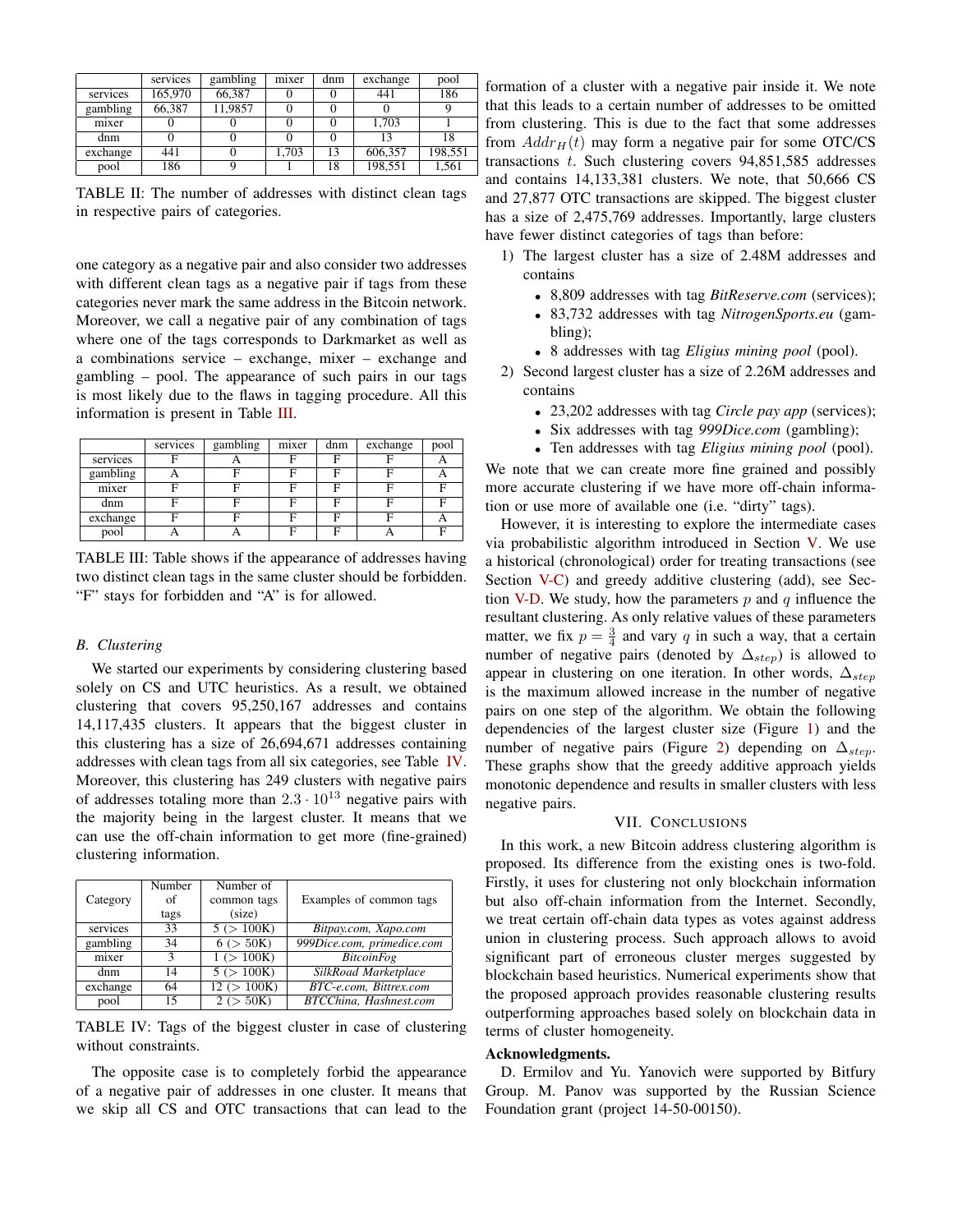|  | services | gambling | mixer | dnm | exchange | pool |
|---|---|---|---|---|---|---|
| services | 165,970 | 66,387 | 0 | 0 | 441 | 186 |
| gambling | 66,387 | 11,9857 | 0 | 0 | 0 | 9 |
| mixer | 0 | 0 | 0 | 0 | 1,703 | 1 |
| dnm | 0 | 0 | 0 | 0 | 13 | 18 |
| exchange | 441 | 0 | 1,703 | 13 | 606,357 | 198,551 |
| pool | 186 | 9 | 1 | 18 | 198,551 | 1,561 |

TABLE II: The number of addresses with distinct clean tags in respective pairs of categories.

one category as a negative pair and also consider two addresses with different clean tags as a negative pair if tags from these categories never mark the same address in the Bitcoin network. Moreover, we call a negative pair of any combination of tags where one of the tags corresponds to Darkmarket as well as a combinations service – exchange, mixer – exchange and gambling – pool. The appearance of such pairs in our tags is most likely due to the flaws in tagging procedure. All this information is present in Table III.

|  | services | gambling | mixer | dnm | exchange | pool |
|---|---|---|---|---|---|---|
| services | F | A | F | F | F | A |
| gambling | A | F | F | F | F | A |
| mixer | F | F | F | F | F | F |
| dnm | F | F | F | F | F | F |
| exchange | F | F | F | F | F | A |
| pool | A | A | F | F | A | F |

TABLE III: Table shows if the appearance of addresses having two distinct clean tags in the same cluster should be forbidden. "F" stays for forbidden and "A" is for allowed.

### B. Clustering

We started our experiments by considering clustering based solely on CS and UTC heuristics. As a result, we obtained clustering that covers 95,250,167 addresses and contains 14,117,435 clusters. It appears that the biggest cluster in this clustering has a size of 26,694,671 addresses containing addresses with clean tags from all six categories, see Table IV. Moreover, this clustering has 249 clusters with negative pairs of addresses totaling more than $2.3 \cdot 10^{13}$ negative pairs with the majority being in the largest cluster. It means that we can use the off-chain information to get more (fine-grained) clustering information.

| Category | Number of tags | Number of common tags (size) | Examples of common tags |
|---|---|---|---|
| services | 33 | 5 (> 100K) | *Bitpay.com, Xapo.com* |
| gambling | 34 | 6 (> 50K) | *999Dice.com, primedice.com* |
| mixer | 3 | 1 (> 100K) | *BitcoinFog* |
| dnm | 14 | 5 (> 100K) | *SilkRoad Marketplace* |
| exchange | 64 | 12 (> 100K) | *BTC-e.com, Bittrex.com* |
| pool | 15 | 2 (> 50K) | *BTCChina, Hashnest.com* |

TABLE IV: Tags of the biggest cluster in case of clustering without constraints.

The opposite case is to completely forbid the appearance of a negative pair of addresses in one cluster. It means that we skip all CS and OTC transactions that can lead to the formation of a cluster with a negative pair inside it. We note that this leads to a certain number of addresses to be omitted from clustering. This is due to the fact that some addresses from $Addr_H(t)$ may form a negative pair for some OTC/CS transactions $t$. Such clustering covers 94,851,585 addresses and contains 14,133,381 clusters. We note, that 50,666 CS and 27,877 OTC transactions are skipped. The biggest cluster has a size of 2,475,769 addresses. Importantly, large clusters have fewer distinct categories of tags than before:

1) The largest cluster has a size of 2.48M addresses and contains
   - 8,809 addresses with tag *BitReserve.com* (services);
   - 83,732 addresses with tag *NitrogenSports.eu* (gambling);
   - 8 addresses with tag *Eligius mining pool* (pool).
2) Second largest cluster has a size of 2.26M addresses and contains
   - 23,202 addresses with tag *Circle pay app* (services);
   - Six addresses with tag *999Dice.com* (gambling);
   - Ten addresses with tag *Eligius mining pool* (pool).

We note that we can create more fine grained and possibly more accurate clustering if we have more off-chain information or use more of available one (i.e. "dirty" tags).

However, it is interesting to explore the intermediate cases via probabilistic algorithm introduced in Section V. We use a historical (chronological) order for treating transactions (see Section V-C) and greedy additive clustering (add), see Section V-D. We study, how the parameters $p$ and $q$ influence the resultant clustering. As only relative values of these parameters matter, we fix $p = \frac{3}{4}$ and vary $q$ in such a way, that a certain number of negative pairs (denoted by $\Delta_{step}$) is allowed to appear in clustering on one iteration. In other words, $\Delta_{step}$ is the maximum allowed increase in the number of negative pairs on one step of the algorithm. We obtain the following dependencies of the largest cluster size (Figure 1) and the number of negative pairs (Figure 2) depending on $\Delta_{step}$. These graphs show that the greedy additive approach yields monotonic dependence and results in smaller clusters with less negative pairs.

## VII. Conclusions

In this work, a new Bitcoin address clustering algorithm is proposed. Its difference from the existing ones is two-fold. Firstly, it uses for clustering not only blockchain information but also off-chain information from the Internet. Secondly, we treat certain off-chain data types as votes against address union in clustering process. Such approach allows to avoid significant part of erroneous cluster merges suggested by blockchain based heuristics. Numerical experiments show that the proposed approach provides reasonable clustering results outperforming approaches based solely on blockchain data in terms of cluster homogeneity.

**Acknowledgments.**

D. Ermilov and Yu. Yanovich were supported by Bitfury Group. M. Panov was supported by the Russian Science Foundation grant (project 14-50-00150).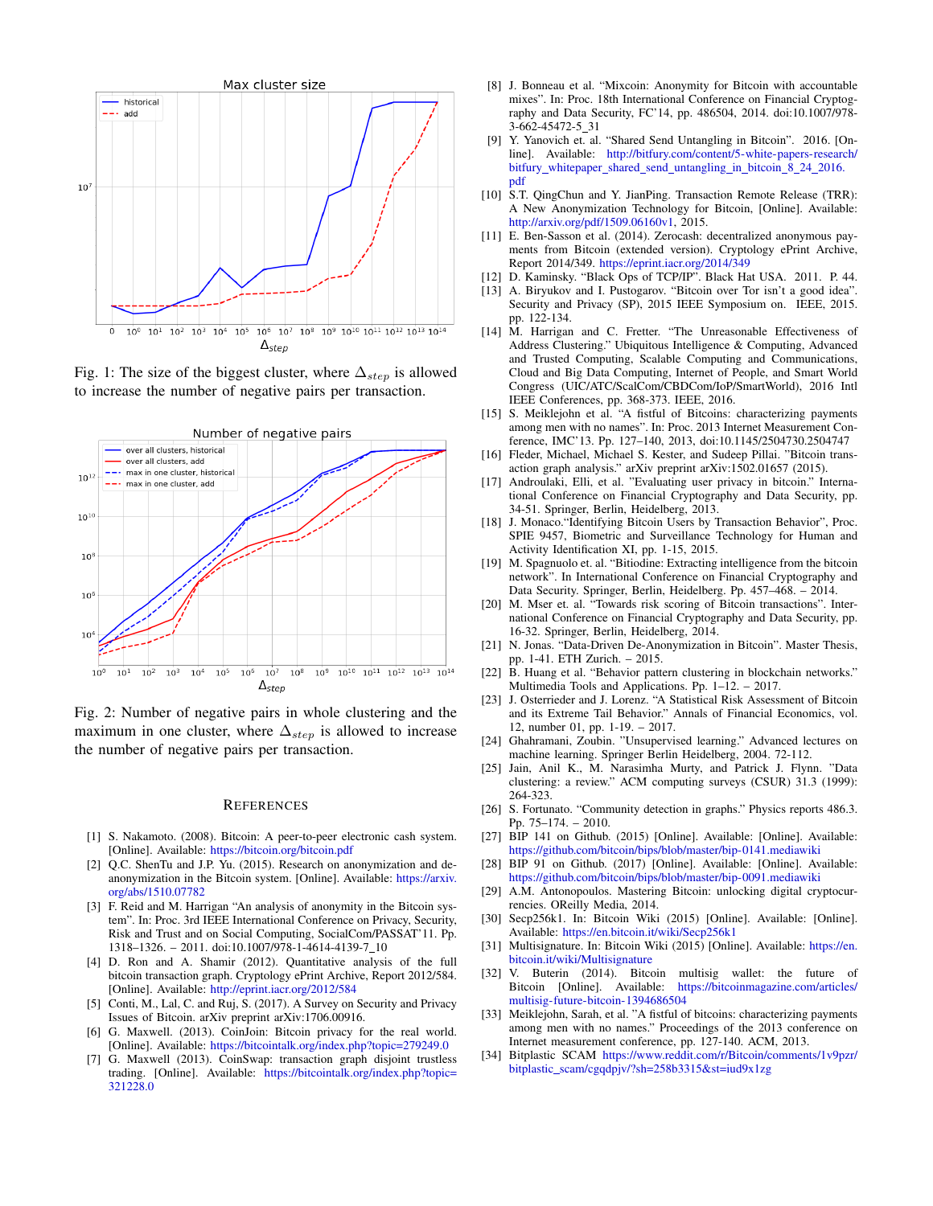Max cluster size

historical
add

$10^7$

0 $10^0$ $10^1$ $10^2$ $10^3$ $10^4$ $10^5$ $10^6$ $10^7$ $10^8$ $10^9$ $10^{10}$ $10^{11}$ $10^{12}$ $10^{13}$ $10^{14}$

$\Delta_{step}$

Fig. 1: The size of the biggest cluster, where $\Delta_{step}$ is allowed to increase the number of negative pairs per transaction.

Number of negative pairs

over all clusters, historical
over all clusters, add
max in one cluster, historical
max in one cluster, add

$10^{12}$
$10^{10}$
$10^8$
$10^6$
$10^4$

$10^0$ $10^1$ $10^2$ $10^3$ $10^4$ $10^5$ $10^6$ $10^7$ $10^8$ $10^9$ $10^{10}$ $10^{11}$ $10^{12}$ $10^{13}$ $10^{14}$

$\Delta_{step}$

Fig. 2: Number of negative pairs in whole clustering and the maximum in one cluster, where $\Delta_{step}$ is allowed to increase the number of negative pairs per transaction.

## References

[1] S. Nakamoto. (2008). Bitcoin: A peer-to-peer electronic cash system. [Online]. Available: https://bitcoin.org/bitcoin.pdf

[2] Q.C. ShenTu and J.P. Yu. (2015). Research on anonymization and de-anonymization in the Bitcoin system. [Online]. Available: https://arxiv.org/abs/1510.07782

[3] F. Reid and M. Harrigan "An analysis of anonymity in the Bitcoin system". In: Proc. 3rd IEEE International Conference on Privacy, Security, Risk and Trust and on Social Computing, SocialCom/PASSAT'11. Pp. 1318–1326. – 2011. doi:10.1007/978-1-4614-4139-7_10

[4] D. Ron and A. Shamir (2012). Quantitative analysis of the full bitcoin transaction graph. Cryptology ePrint Archive, Report 2012/584. [Online]. Available: http://eprint.iacr.org/2012/584

[5] Conti, M., Lal, C. and Ruj, S. (2017). A Survey on Security and Privacy Issues of Bitcoin. arXiv preprint arXiv:1706.00916.

[6] G. Maxwell. (2013). CoinJoin: Bitcoin privacy for the real world. [Online]. Available: https://bitcointalk.org/index.php?topic=279249.0

[7] G. Maxwell (2013). CoinSwap: transaction graph disjoint trustless trading. [Online]. Available: https://bitcointalk.org/index.php?topic=321228.0

[8] J. Bonneau et al. "Mixcoin: Anonymity for Bitcoin with accountable mixes". In: Proc. 18th International Conference on Financial Cryptography and Data Security, FC'14, pp. 486504, 2014. doi:10.1007/978-3-662-45472-5_31

[9] Y. Yanovich et. al. "Shared Send Untangling in Bitcoin". 2016. [Online]. Available: http://bitfury.com/content/5-white-papers-research/bitfury_whitepaper_shared_send_untangling_in_bitcoin_8_24_2016.pdf

[10] S.T. QingChun and Y. JianPing. Transaction Remote Release (TRR): A New Anonymization Technology for Bitcoin, [Online]. Available: http://arxiv.org/pdf/1509.06160v1, 2015.

[11] E. Ben-Sasson et al. (2014). Zerocash: decentralized anonymous payments from Bitcoin (extended version). Cryptology ePrint Archive, Report 2014/349. https://eprint.iacr.org/2014/349

[12] D. Kaminsky. "Black Ops of TCP/IP". Black Hat USA. 2011. P. 44.

[13] A. Biryukov and I. Pustogarov. "Bitcoin over Tor isn't a good idea". Security and Privacy (SP), 2015 IEEE Symposium on. IEEE, 2015. pp. 122-134.

[14] M. Harrigan and C. Fretter. "The Unreasonable Effectiveness of Address Clustering." Ubiquitous Intelligence & Computing, Advanced and Trusted Computing, Scalable Computing and Communications, Cloud and Big Data Computing, Internet of People, and Smart World Congress (UIC/ATC/ScalCom/CBDCom/IoP/SmartWorld), 2016 Intl IEEE Conferences, pp. 368-373. IEEE, 2016.

[15] S. Meiklejohn et al. "A fistful of Bitcoins: characterizing payments among men with no names". In: Proc. 2013 Internet Measurement Conference, IMC'13. Pp. 127–140, 2013, doi:10.1145/2504730.2504747

[16] Fleder, Michael, Michael S. Kester, and Sudeep Pillai. "Bitcoin transaction graph analysis." arXiv preprint arXiv:1502.01657 (2015).

[17] Androulaki, Elli, et al. "Evaluating user privacy in bitcoin." International Conference on Financial Cryptography and Data Security, pp. 34-51. Springer, Berlin, Heidelberg, 2013.

[18] J. Monaco."Identifying Bitcoin Users by Transaction Behavior", Proc. SPIE 9457, Biometric and Surveillance Technology for Human and Activity Identification XI, pp. 1-15, 2015.

[19] M. Spagnuolo et. al. "Bitiodine: Extracting intelligence from the bitcoin network". In International Conference on Financial Cryptography and Data Security. Springer, Berlin, Heidelberg. Pp. 457–468. – 2014.

[20] M. Mser et. al. "Towards risk scoring of Bitcoin transactions". International Conference on Financial Cryptography and Data Security, pp. 16-32. Springer, Berlin, Heidelberg, 2014.

[21] N. Jonas. "Data-Driven De-Anonymization in Bitcoin". Master Thesis, pp. 1-41. ETH Zurich. – 2015.

[22] B. Huang et al. "Behavior pattern clustering in blockchain networks." Multimedia Tools and Applications. Pp. 1–12. – 2017.

[23] J. Osterrieder and J. Lorenz. "A Statistical Risk Assessment of Bitcoin and its Extreme Tail Behavior." Annals of Financial Economics, vol. 12, number 01, pp. 1-19. – 2017.

[24] Ghahramani, Zoubin. "Unsupervised learning." Advanced lectures on machine learning. Springer Berlin Heidelberg, 2004. 72-112.

[25] Jain, Anil K., M. Narasimha Murty, and Patrick J. Flynn. "Data clustering: a review." ACM computing surveys (CSUR) 31.3 (1999): 264-323.

[26] S. Fortunato. "Community detection in graphs." Physics reports 486.3. Pp. 75–174. – 2010.

[27] BIP 141 on Github. (2015) [Online]. Available: [Online]. Available: https://github.com/bitcoin/bips/blob/master/bip-0141.mediawiki

[28] BIP 91 on Github. (2017) [Online]. Available: [Online]. Available: https://github.com/bitcoin/bips/blob/master/bip-0091.mediawiki

[29] A.M. Antonopoulos. Mastering Bitcoin: unlocking digital cryptocurrencies. OReilly Media, 2014.

[30] Secp256k1. In: Bitcoin Wiki (2015) [Online]. Available: [Online]. Available: https://en.bitcoin.it/wiki/Secp256k1

[31] Multisignature. In: Bitcoin Wiki (2015) [Online]. Available: https://en.bitcoin.it/wiki/Multisignature

[32] V. Buterin (2014). Bitcoin multisig wallet: the future of Bitcoin [Online]. Available: https://bitcoinmagazine.com/articles/multisig-future-bitcoin-1394686504

[33] Meiklejohn, Sarah, et al. "A fistful of bitcoins: characterizing payments among men with no names." Proceedings of the 2013 conference on Internet measurement conference, pp. 127-140. ACM, 2013.

[34] Bitplastic SCAM https://www.reddit.com/r/Bitcoin/comments/1v9pzr/bitplastic_scam/cgqdpjv/?sh=258b3315&st=iud9x1zg